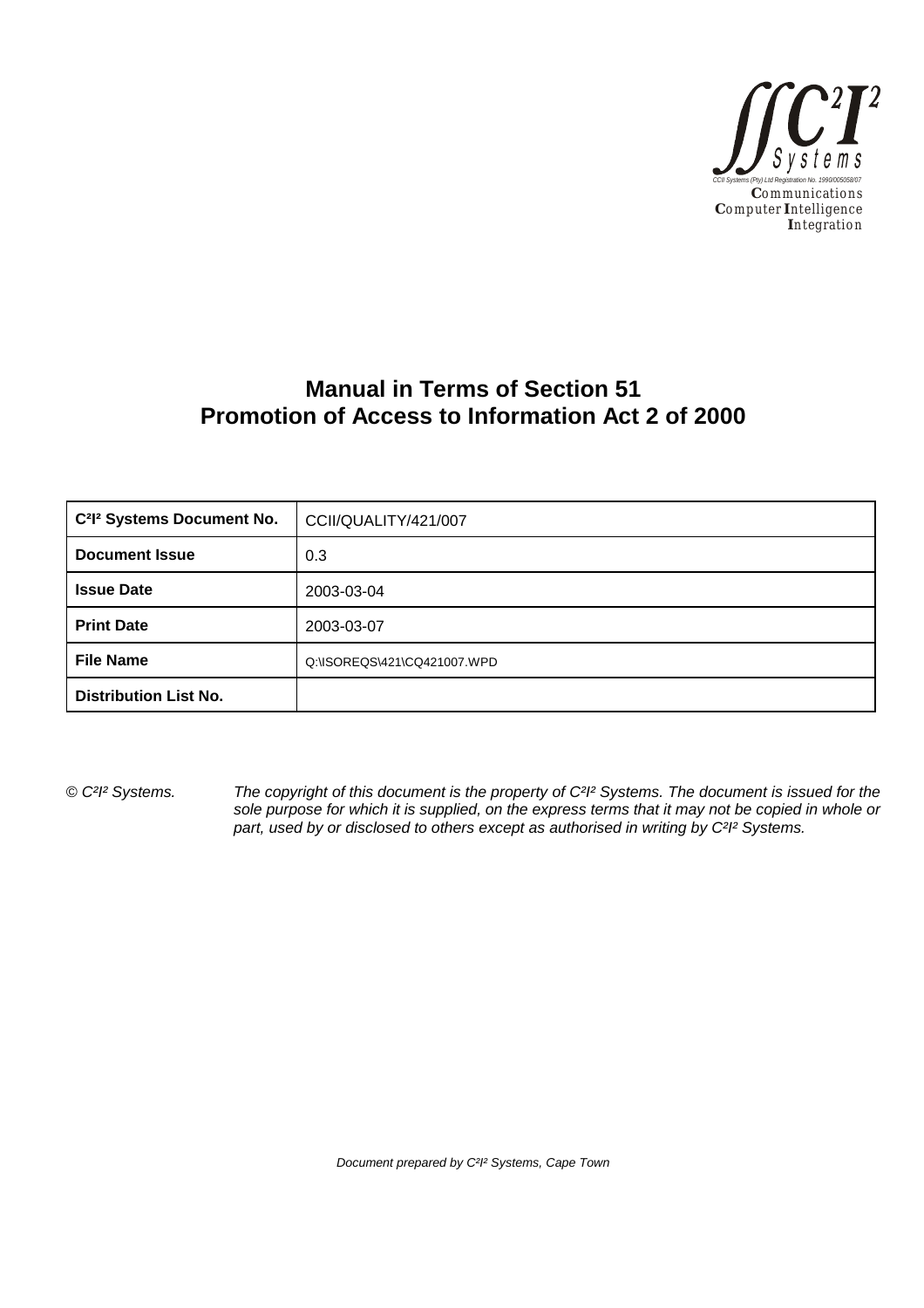C²I² Systems

CCII Systems (Pty) Ltd Registration No. 1990/005058/07

**C**ommunications
**C**omputer **I**ntelligence
**I**ntegration

# Manual in Terms of Section 51 Promotion of Access to Information Act 2 of 2000

| C²I² Systems Document No. | CCII/QUALITY/421/007 |
|---|---|
| **Document Issue** | 0.3 |
| **Issue Date** | 2003-03-04 |
| **Print Date** | 2003-03-07 |
| **File Name** | Q:\ISOREQS\421\CQ421007.WPD |
| **Distribution List No.** | |

*© C²I² Systems.* *The copyright of this document is the property of C²I² Systems. The document is issued for the sole purpose for which it is supplied, on the express terms that it may not be copied in whole or part, used by or disclosed to others except as authorised in writing by C²I² Systems.*

*Document prepared by C²I² Systems, Cape Town*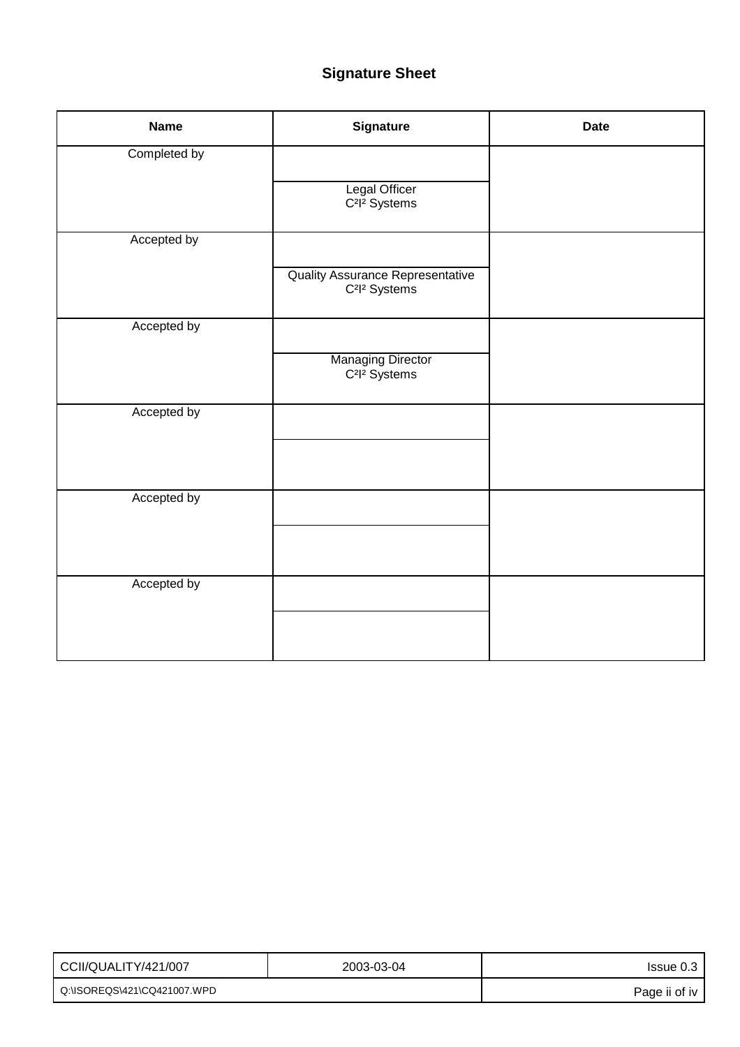# Signature Sheet

| Name | Signature | Date |
|---|---|---|
| Completed by | Legal Officer<br>C²I² Systems | |
| Accepted by | Quality Assurance Representative<br>C²I² Systems | |
| Accepted by | Managing Director<br>C²I² Systems | |
| Accepted by | | |
| Accepted by | | |
| Accepted by | | |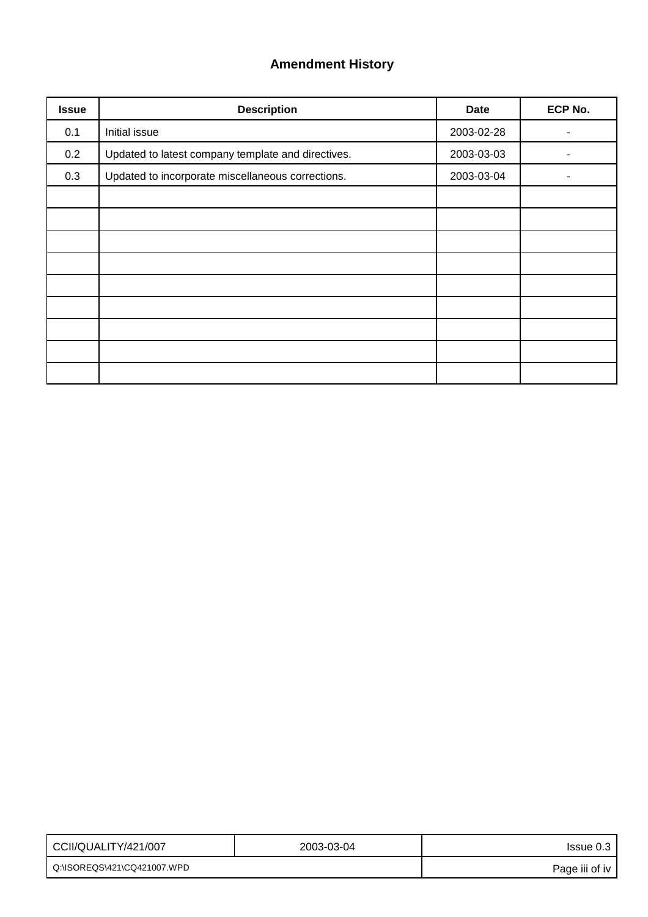## Amendment History

| Issue | Description | Date | ECP No. |
|---|---|---|---|
| 0.1 | Initial issue | 2003-02-28 | - |
| 0.2 | Updated to latest company template and directives. | 2003-03-03 | - |
| 0.3 | Updated to incorporate miscellaneous corrections. | 2003-03-04 | - |
| | | | |
| | | | |
| | | | |
| | | | |
| | | | |
| | | | |
| | | | |
| | | | |
| | | | |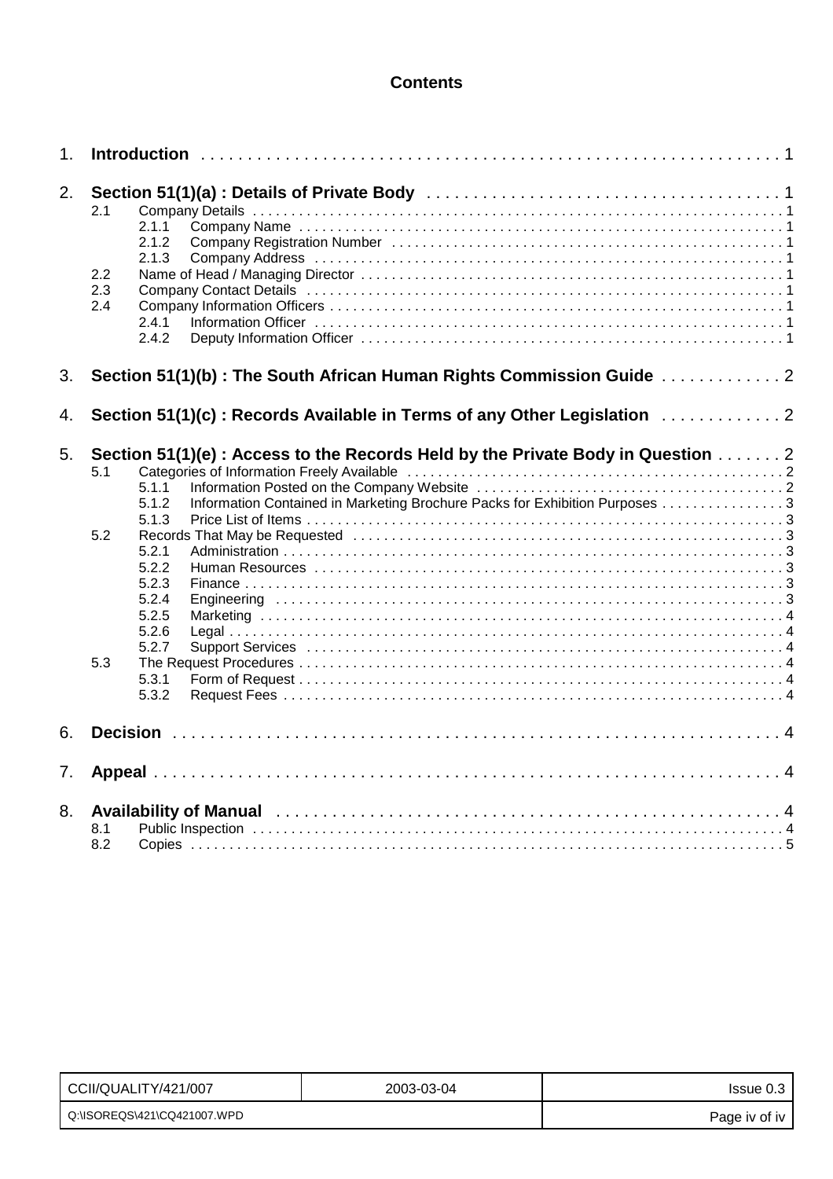# Contents

1. **Introduction** . . . . . . . . . . 1

2. **Section 51(1)(a) : Details of Private Body** . . . . . . . . . . 1
   - 2.1 Company Details . . . . . . . . . . 1
     - 2.1.1 Company Name . . . . . . . . . . 1
     - 2.1.2 Company Registration Number . . . . . . . . . . 1
     - 2.1.3 Company Address . . . . . . . . . . 1
   - 2.2 Name of Head / Managing Director . . . . . . . . . . 1
   - 2.3 Company Contact Details . . . . . . . . . . 1
   - 2.4 Company Information Officers . . . . . . . . . . 1
     - 2.4.1 Information Officer . . . . . . . . . . 1
     - 2.4.2 Deputy Information Officer . . . . . . . . . . 1

3. **Section 51(1)(b) : The South African Human Rights Commission Guide** . . . . . . . . . . 2

4. **Section 51(1)(c) : Records Available in Terms of any Other Legislation** . . . . . . . . . . 2

5. **Section 51(1)(e) : Access to the Records Held by the Private Body in Question** . . . . . . . 2
   - 5.1 Categories of Information Freely Available . . . . . . . . . . 2
     - 5.1.1 Information Posted on the Company Website . . . . . . . . . . 2
     - 5.1.2 Information Contained in Marketing Brochure Packs for Exhibition Purposes . . . . . . . . . . 3
     - 5.1.3 Price List of Items . . . . . . . . . . 3
   - 5.2 Records That May be Requested . . . . . . . . . . 3
     - 5.2.1 Administration . . . . . . . . . . 3
     - 5.2.2 Human Resources . . . . . . . . . . 3
     - 5.2.3 Finance . . . . . . . . . . 3
     - 5.2.4 Engineering . . . . . . . . . . 3
     - 5.2.5 Marketing . . . . . . . . . . 4
     - 5.2.6 Legal . . . . . . . . . . 4
     - 5.2.7 Support Services . . . . . . . . . . 4
   - 5.3 The Request Procedures . . . . . . . . . . 4
     - 5.3.1 Form of Request . . . . . . . . . . 4
     - 5.3.2 Request Fees . . . . . . . . . . 4

6. **Decision** . . . . . . . . . . 4

7. **Appeal** . . . . . . . . . . 4

8. **Availability of Manual** . . . . . . . . . . 4
   - 8.1 Public Inspection . . . . . . . . . . 4
   - 8.2 Copies . . . . . . . . . . 5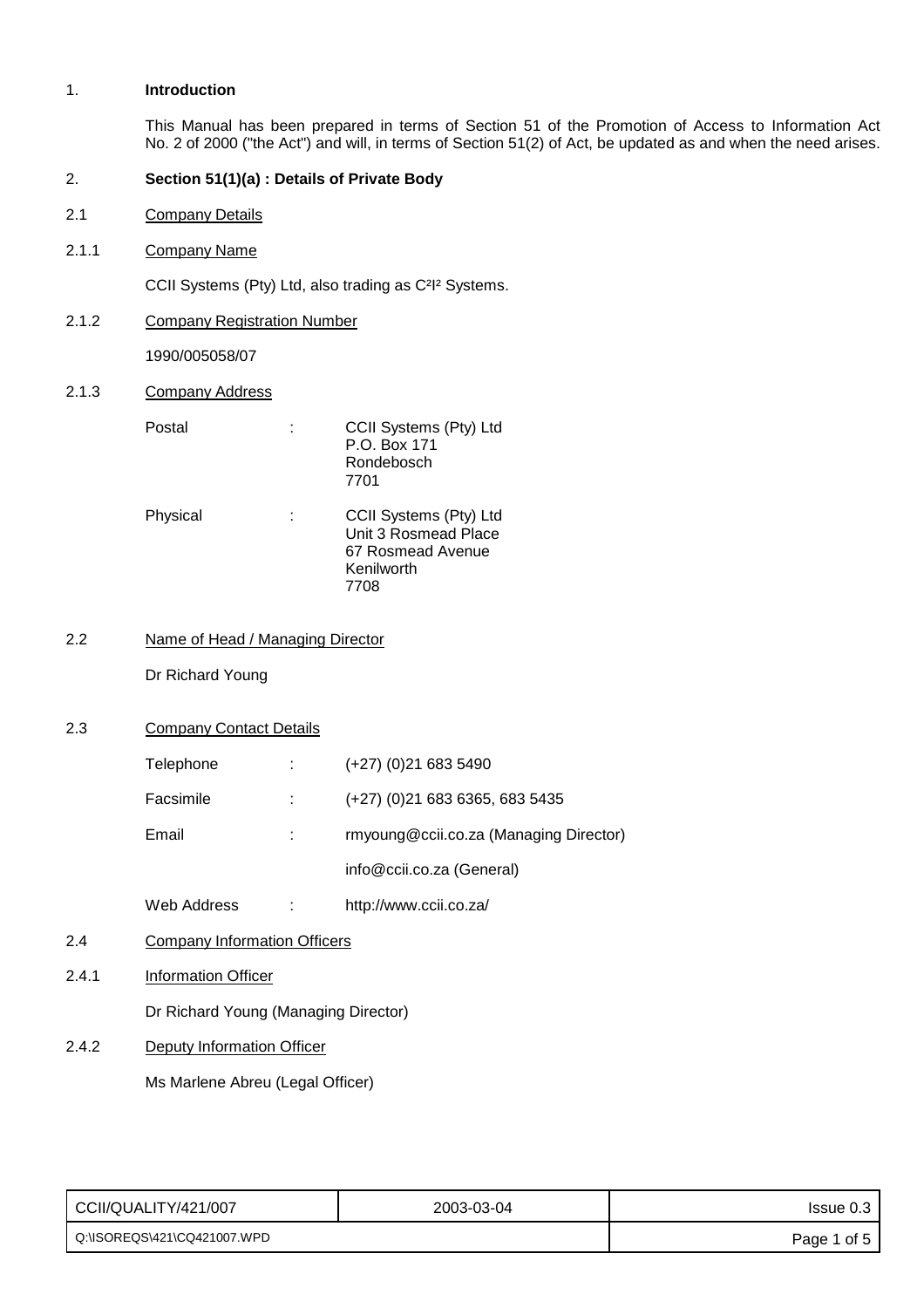## 1. Introduction

This Manual has been prepared in terms of Section 51 of the Promotion of Access to Information Act No. 2 of 2000 ("the Act") and will, in terms of Section 51(2) of Act, be updated as and when the need arises.

## 2. Section 51(1)(a) : Details of Private Body

### 2.1 Company Details

#### 2.1.1 Company Name

CCII Systems (Pty) Ltd, also trading as $C^2I^2$ Systems.

#### 2.1.2 Company Registration Number

1990/005058/07

#### 2.1.3 Company Address

Postal : CCII Systems (Pty) Ltd
P.O. Box 171
Rondebosch
7701

Physical : CCII Systems (Pty) Ltd
Unit 3 Rosmead Place
67 Rosmead Avenue
Kenilworth
7708

### 2.2 Name of Head / Managing Director

Dr Richard Young

### 2.3 Company Contact Details

| | | |
|---|---|---|
| Telephone | : | (+27) (0)21 683 5490 |
| Facsimile | : | (+27) (0)21 683 6365, 683 5435 |
| Email | : | rmyoung@ccii.co.za (Managing Director) |
| | | info@ccii.co.za (General) |
| Web Address | : | http://www.ccii.co.za/ |

### 2.4 Company Information Officers

#### 2.4.1 Information Officer

Dr Richard Young (Managing Director)

#### 2.4.2 Deputy Information Officer

Ms Marlene Abreu (Legal Officer)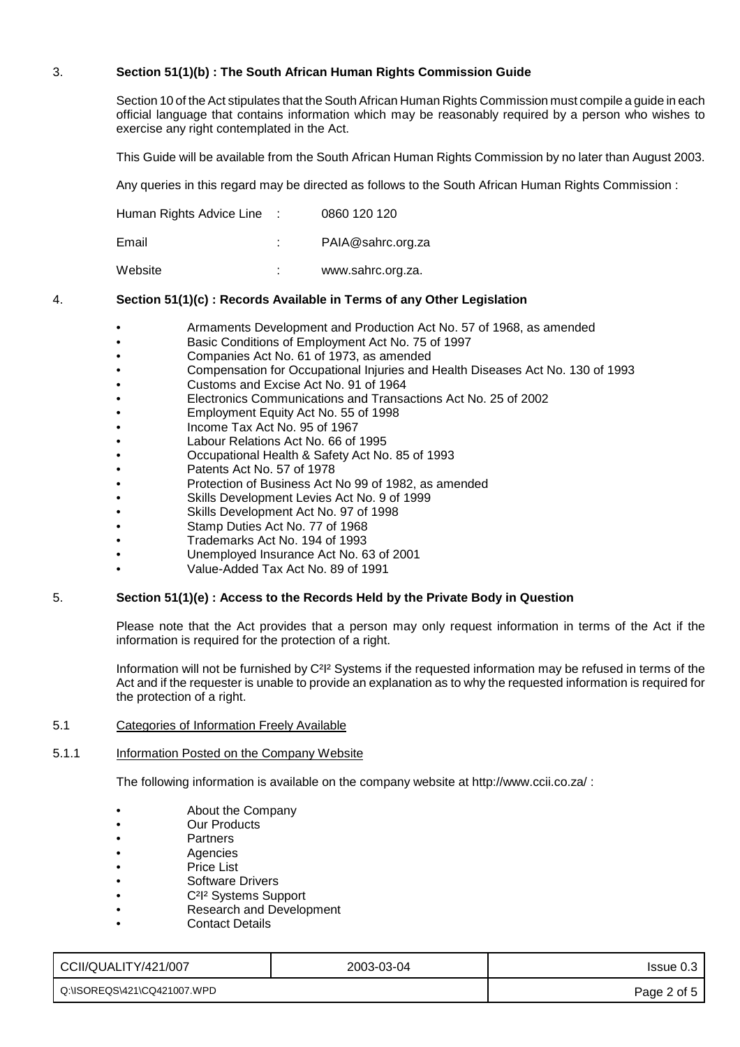## 3. Section 51(1)(b) : The South African Human Rights Commission Guide

Section 10 of the Act stipulates that the South African Human Rights Commission must compile a guide in each official language that contains information which may be reasonably required by a person who wishes to exercise any right contemplated in the Act.

This Guide will be available from the South African Human Rights Commission by no later than August 2003.

Any queries in this regard may be directed as follows to the South African Human Rights Commission :

Human Rights Advice Line : 0860 120 120

Email : PAIA@sahrc.org.za

Website : www.sahrc.org.za.

## 4. Section 51(1)(c) : Records Available in Terms of any Other Legislation

- Armaments Development and Production Act No. 57 of 1968, as amended
- Basic Conditions of Employment Act No. 75 of 1997
- Companies Act No. 61 of 1973, as amended
- Compensation for Occupational Injuries and Health Diseases Act No. 130 of 1993
- Customs and Excise Act No. 91 of 1964
- Electronics Communications and Transactions Act No. 25 of 2002
- Employment Equity Act No. 55 of 1998
- Income Tax Act No. 95 of 1967
- Labour Relations Act No. 66 of 1995
- Occupational Health & Safety Act No. 85 of 1993
- Patents Act No. 57 of 1978
- Protection of Business Act No 99 of 1982, as amended
- Skills Development Levies Act No. 9 of 1999
- Skills Development Act No. 97 of 1998
- Stamp Duties Act No. 77 of 1968
- Trademarks Act No. 194 of 1993
- Unemployed Insurance Act No. 63 of 2001
- Value-Added Tax Act No. 89 of 1991

## 5. Section 51(1)(e) : Access to the Records Held by the Private Body in Question

Please note that the Act provides that a person may only request information in terms of the Act if the information is required for the protection of a right.

Information will not be furnished by C²I² Systems if the requested information may be refused in terms of the Act and if the requester is unable to provide an explanation as to why the requested information is required for the protection of a right.

### 5.1 Categories of Information Freely Available

#### 5.1.1 Information Posted on the Company Website

The following information is available on the company website at http://www.ccii.co.za/ :

- About the Company
- Our Products
- Partners
- Agencies
- Price List
- Software Drivers
- C²I² Systems Support
- Research and Development
- Contact Details

| CCII/QUALITY/421/007 | 2003-03-04 | Issue 0.3 |
|---|---|---|
| Q:\ISOREQS\421\CQ421007.WPD | | |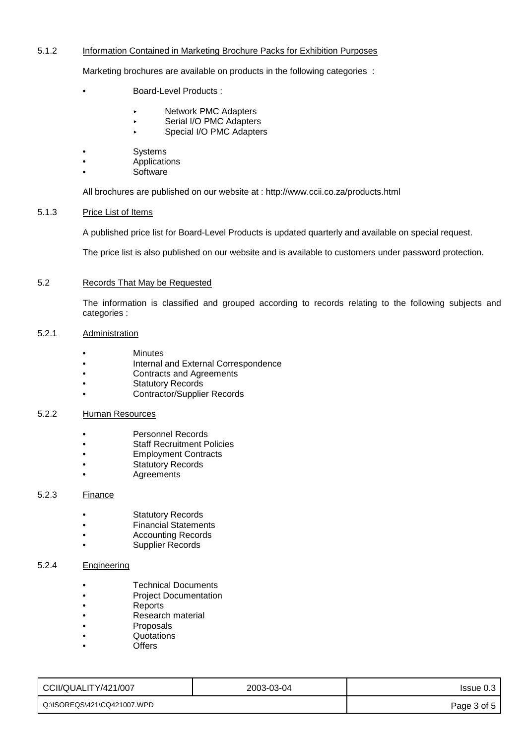#### 5.1.2 Information Contained in Marketing Brochure Packs for Exhibition Purposes

Marketing brochures are available on products in the following categories :

- Board-Level Products :
  - Network PMC Adapters
  - Serial I/O PMC Adapters
  - Special I/O PMC Adapters
- Systems
- Applications
- Software

All brochures are published on our website at : http://www.ccii.co.za/products.html

#### 5.1.3 Price List of Items

A published price list for Board-Level Products is updated quarterly and available on special request.

The price list is also published on our website and is available to customers under password protection.

### 5.2 Records That May be Requested

The information is classified and grouped according to records relating to the following subjects and categories :

#### 5.2.1 Administration

- Minutes
- Internal and External Correspondence
- Contracts and Agreements
- Statutory Records
- Contractor/Supplier Records

#### 5.2.2 Human Resources

- Personnel Records
- Staff Recruitment Policies
- Employment Contracts
- Statutory Records
- Agreements

#### 5.2.3 Finance

- Statutory Records
- Financial Statements
- Accounting Records
- Supplier Records

#### 5.2.4 Engineering

- Technical Documents
- Project Documentation
- Reports
- Research material
- Proposals
- Quotations
- Offers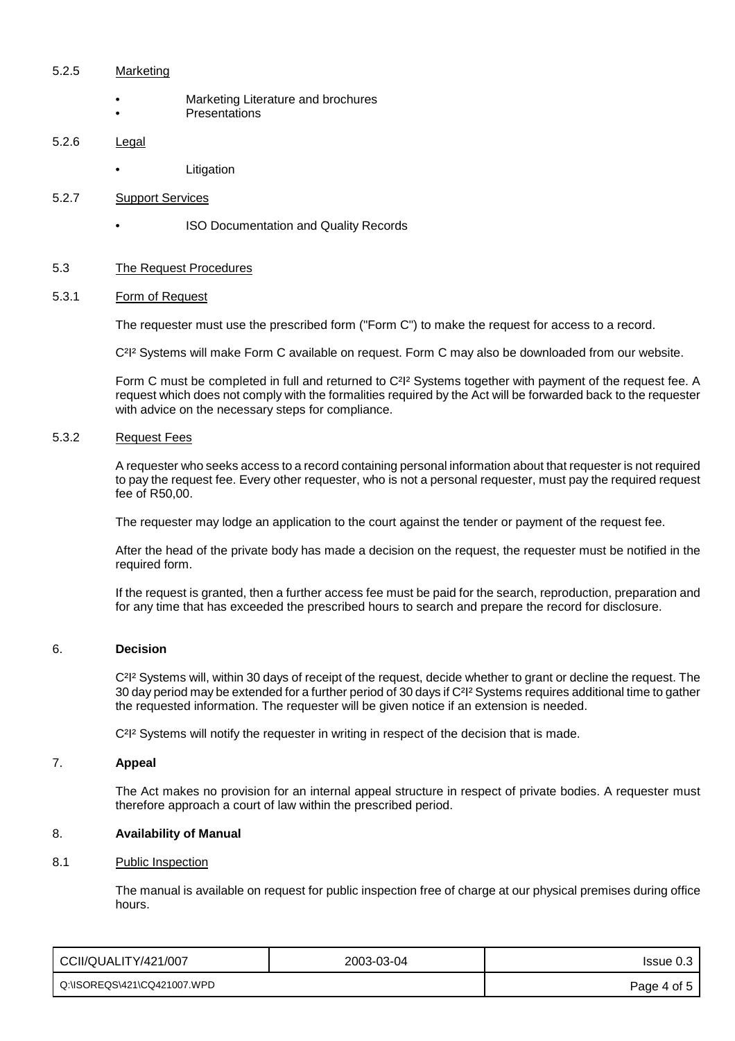5.2.5 Marketing

- Marketing Literature and brochures
- Presentations

5.2.6 Legal

- Litigation

5.2.7 Support Services

- ISO Documentation and Quality Records

## 5.3 The Request Procedures

### 5.3.1 Form of Request

The requester must use the prescribed form ("Form C") to make the request for access to a record.

C²I² Systems will make Form C available on request. Form C may also be downloaded from our website.

Form C must be completed in full and returned to C²I² Systems together with payment of the request fee. A request which does not comply with the formalities required by the Act will be forwarded back to the requester with advice on the necessary steps for compliance.

### 5.3.2 Request Fees

A requester who seeks access to a record containing personal information about that requester is not required to pay the request fee. Every other requester, who is not a personal requester, must pay the required request fee of R50,00.

The requester may lodge an application to the court against the tender or payment of the request fee.

After the head of the private body has made a decision on the request, the requester must be notified in the required form.

If the request is granted, then a further access fee must be paid for the search, reproduction, preparation and for any time that has exceeded the prescribed hours to search and prepare the record for disclosure.

## 6. **Decision**

C²I² Systems will, within 30 days of receipt of the request, decide whether to grant or decline the request. The 30 day period may be extended for a further period of 30 days if C²I² Systems requires additional time to gather the requested information. The requester will be given notice if an extension is needed.

C²I² Systems will notify the requester in writing in respect of the decision that is made.

## 7. **Appeal**

The Act makes no provision for an internal appeal structure in respect of private bodies. A requester must therefore approach a court of law within the prescribed period.

## 8. **Availability of Manual**

### 8.1 Public Inspection

The manual is available on request for public inspection free of charge at our physical premises during office hours.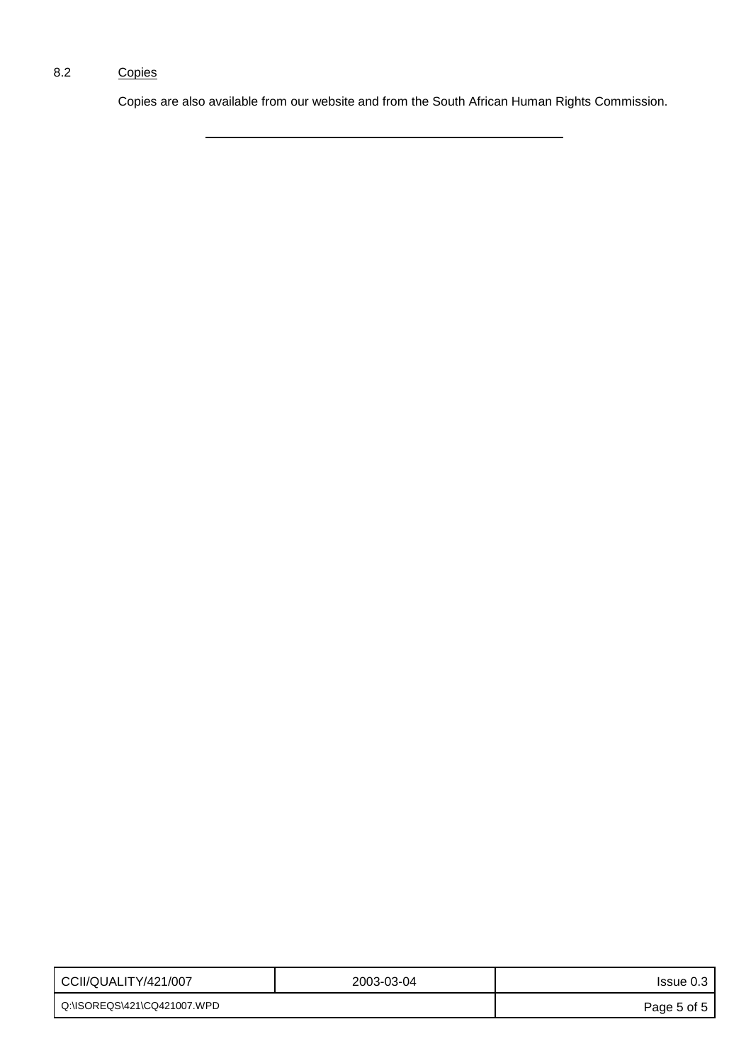8.2 <u>Copies</u>

Copies are also available from our website and from the South African Human Rights Commission.

---